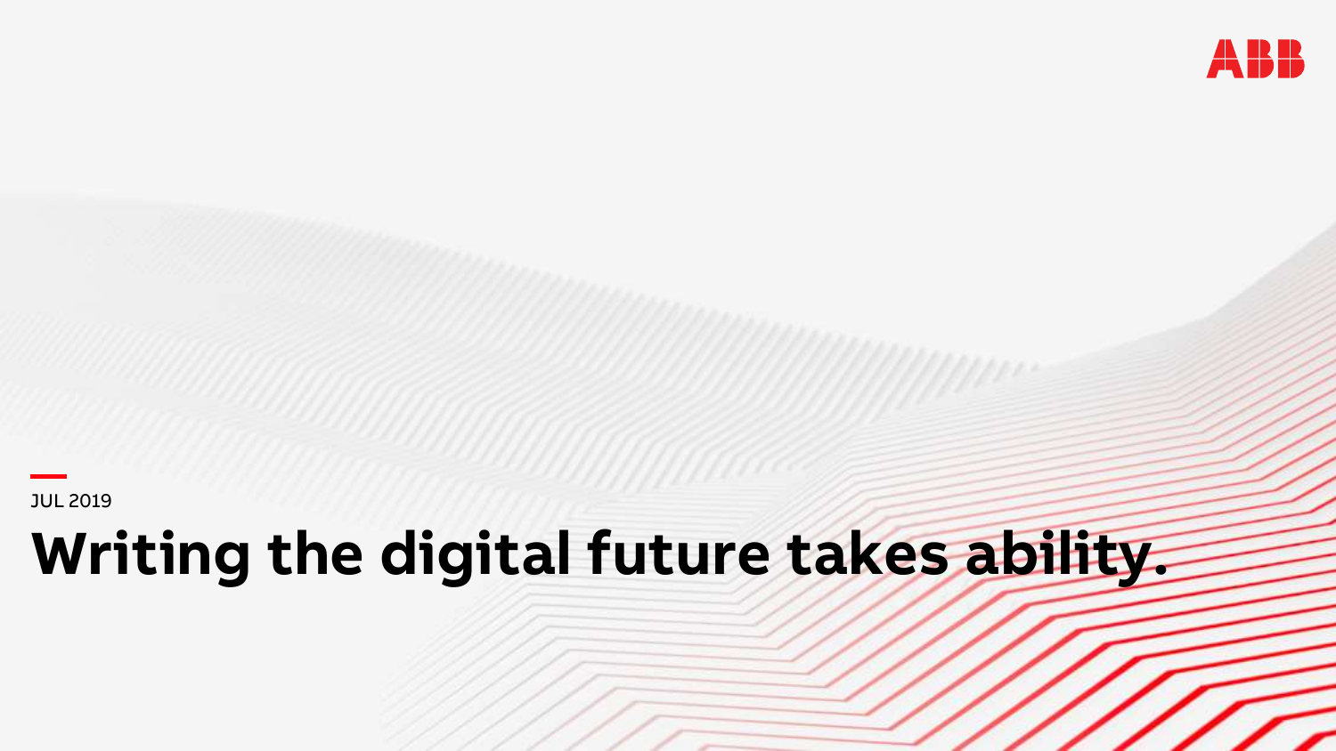ABB

JUL 2019

# Writing the digital future takes ability.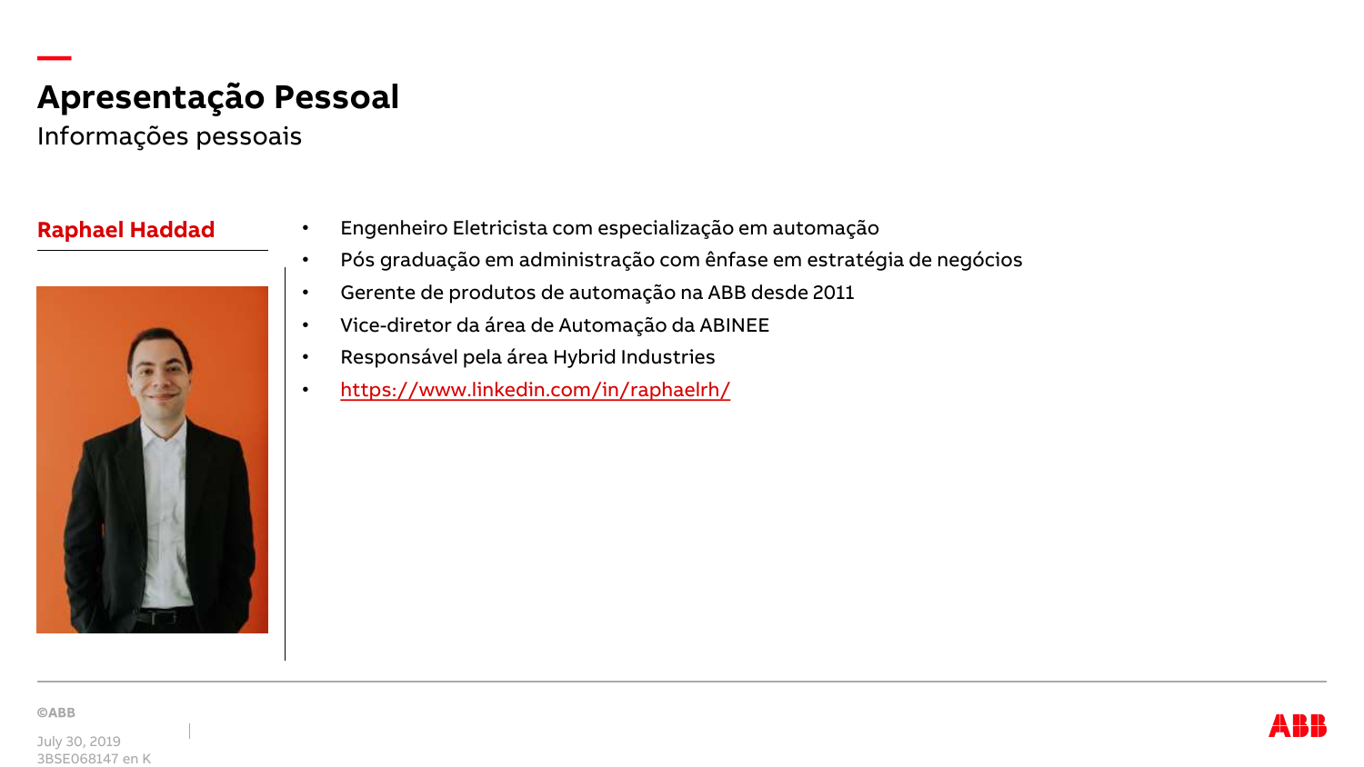# Apresentação Pessoal

Informações pessoais

**Raphael Haddad**

- Engenheiro Eletricista com especialização em automação
- Pós graduação em administração com ênfase em estratégia de negócios
- Gerente de produtos de automação na ABB desde 2011
- Vice-diretor da área de Automação da ABINEE
- Responsável pela área Hybrid Industries
- https://www.linkedin.com/in/raphaelrh/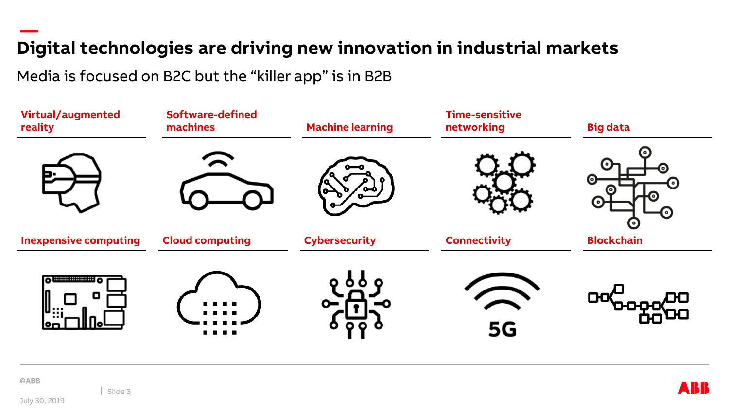# Digital technologies are driving new innovation in industrial markets

Media is focused on B2C but the "killer app" is in B2B

**Virtual/augmented reality**

**Software-defined machines**

**Machine learning**

**Time-sensitive networking**

**Big data**

**Inexpensive computing**

**Cloud computing**

**Cybersecurity**

**Connectivity**

5G

**Blockchain**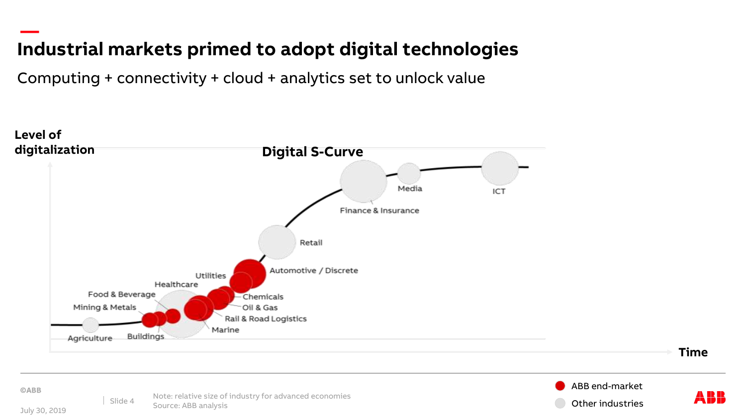# Industrial markets primed to adopt digital technologies

Computing + connectivity + cloud + analytics set to unlock value

**Level of digitalization**

**Digital S-Curve**

**Time**

Agriculture, Mining & Metals, Food & Beverage, Buildings, Healthcare, Utilities, Marine, Rail & Road Logistics, Oil & Gas, Chemicals, Automotive / Discrete, Retail, Finance & Insurance, Media, ICT

- ABB end-market
- Other industries

Note: relative size of industry for advanced economies
Source: ABB analysis

©ABB

July 30, 2019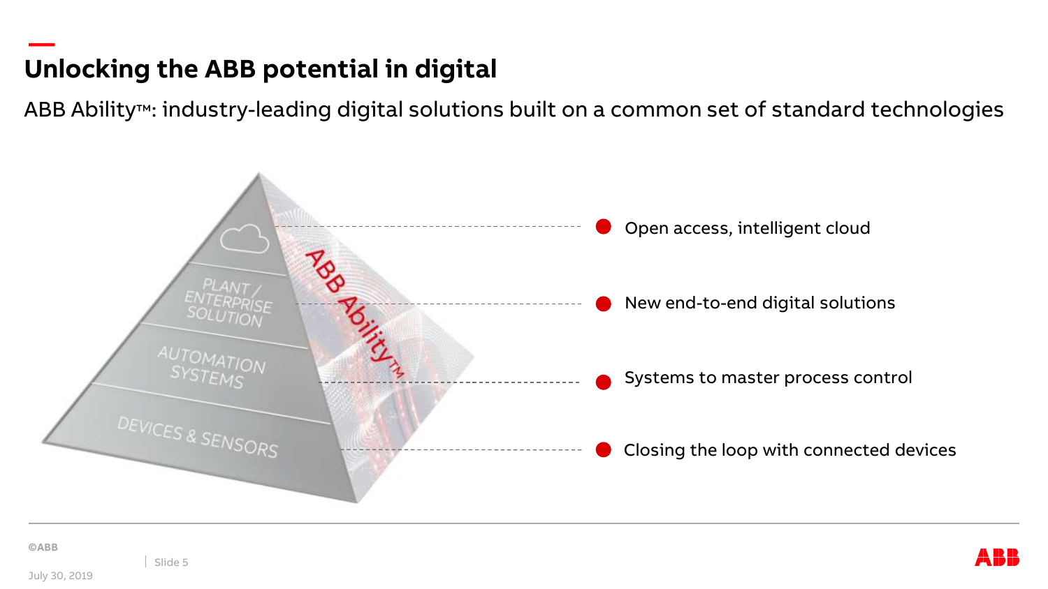# Unlocking the ABB potential in digital

ABB Ability™: industry-leading digital solutions built on a common set of standard technologies

PLANT / ENTERPRISE SOLUTION

AUTOMATION SYSTEMS

DEVICES & SENSORS

ABB Ability™

- Open access, intelligent cloud
- New end-to-end digital solutions
- Systems to master process control
- Closing the loop with connected devices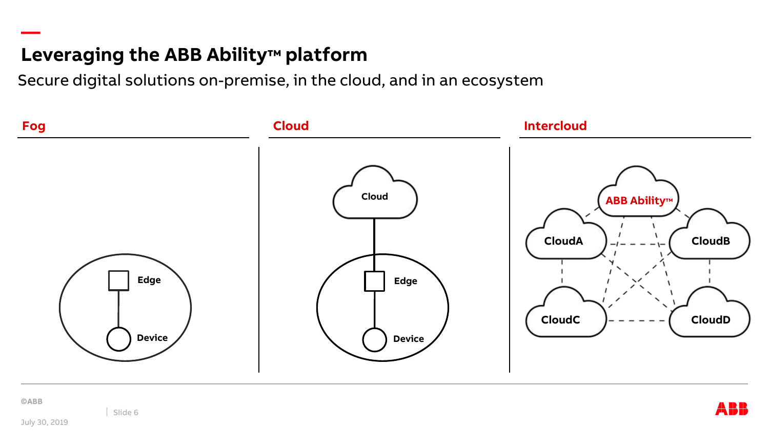# Leveraging the ABB Ability™ platform

Secure digital solutions on-premise, in the cloud, and in an ecosystem

## Fog

Edge

Device

## Cloud

Cloud

Edge

Device

## Intercloud

ABB Ability™

CloudA

CloudB

CloudC

CloudD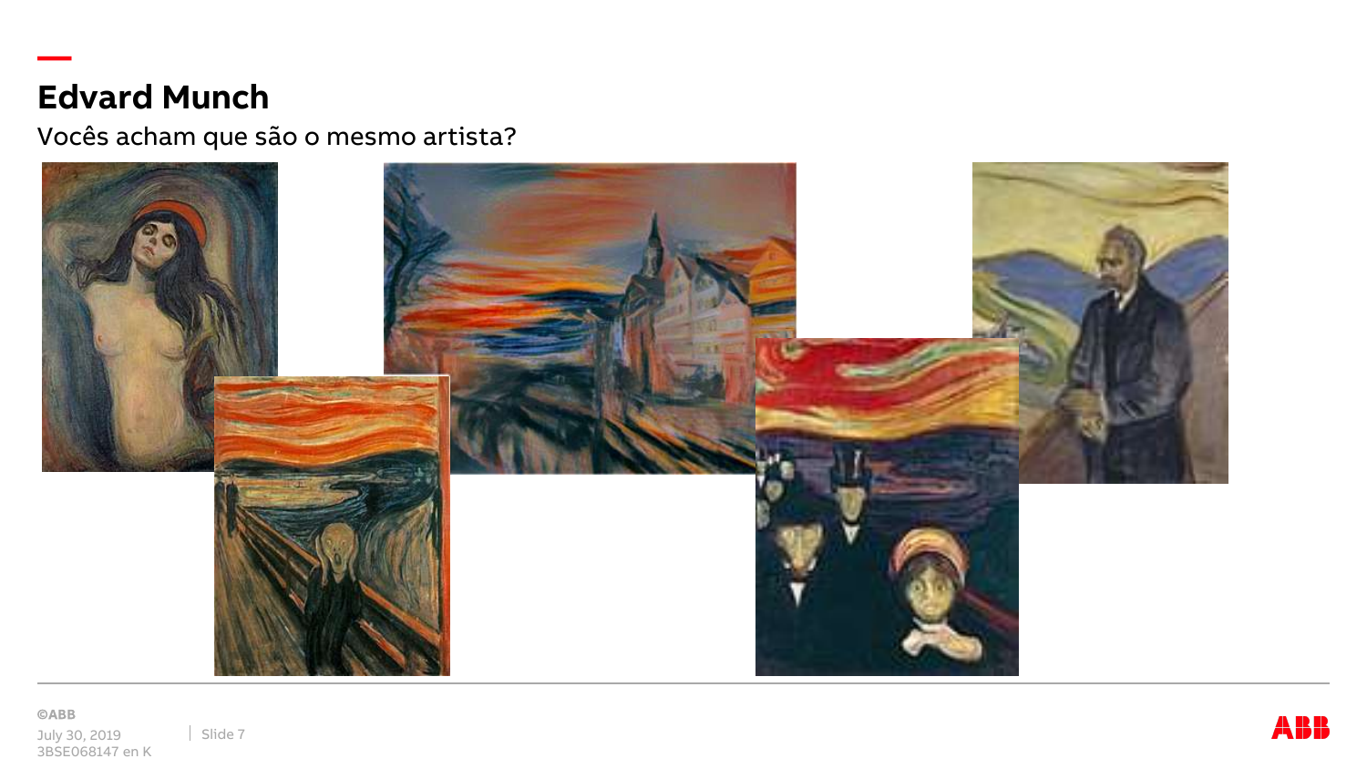# Edvard Munch

Vocês acham que são o mesmo artista?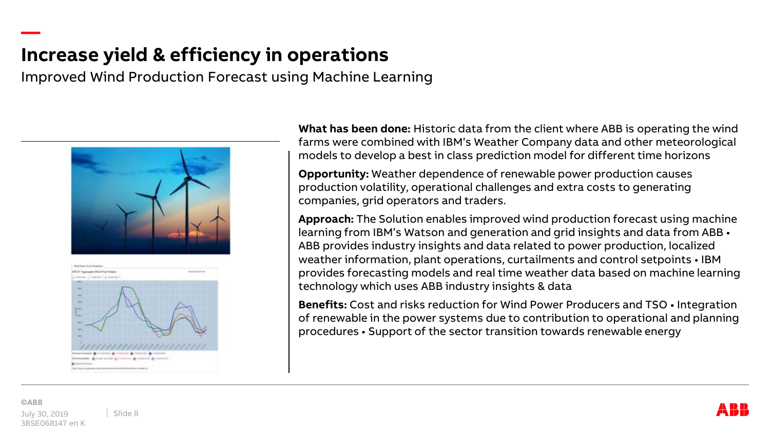# Increase yield & efficiency in operations

Improved Wind Production Forecast using Machine Learning

**What has been done:** Historic data from the client where ABB is operating the wind farms were combined with IBM's Weather Company data and other meteorological models to develop a best in class prediction model for different time horizons

**Opportunity:** Weather dependence of renewable power production causes production volatility, operational challenges and extra costs to generating companies, grid operators and traders.

**Approach:** The Solution enables improved wind production forecast using machine learning from IBM's Watson and generation and grid insights and data from ABB • ABB provides industry insights and data related to power production, localized weather information, plant operations, curtailments and control setpoints • IBM provides forecasting models and real time weather data based on machine learning technology which uses ABB industry insights & data

**Benefits:** Cost and risks reduction for Wind Power Producers and TSO • Integration of renewable in the power systems due to contribution to operational and planning procedures • Support of the sector transition towards renewable energy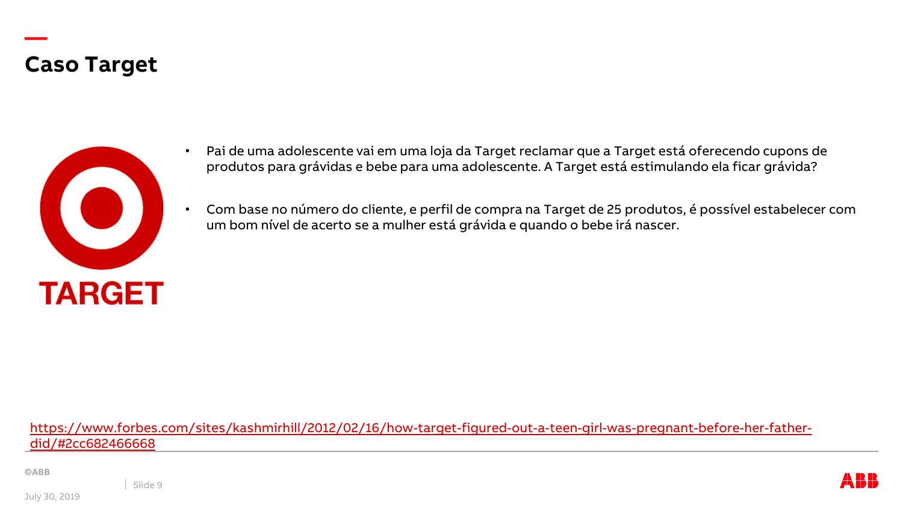# Caso Target

- Pai de uma adolescente vai em uma loja da Target reclamar que a Target está oferecendo cupons de produtos para grávidas e bebe para uma adolescente. A Target está estimulando ela ficar grávida?

- Com base no número do cliente, e perfil de compra na Target de 25 produtos, é possível estabelecer com um bom nível de acerto se a mulher está grávida e quando o bebe irá nascer.

https://www.forbes.com/sites/kashmirhill/2012/02/16/how-target-figured-out-a-teen-girl-was-pregnant-before-her-father-did/#2cc682466668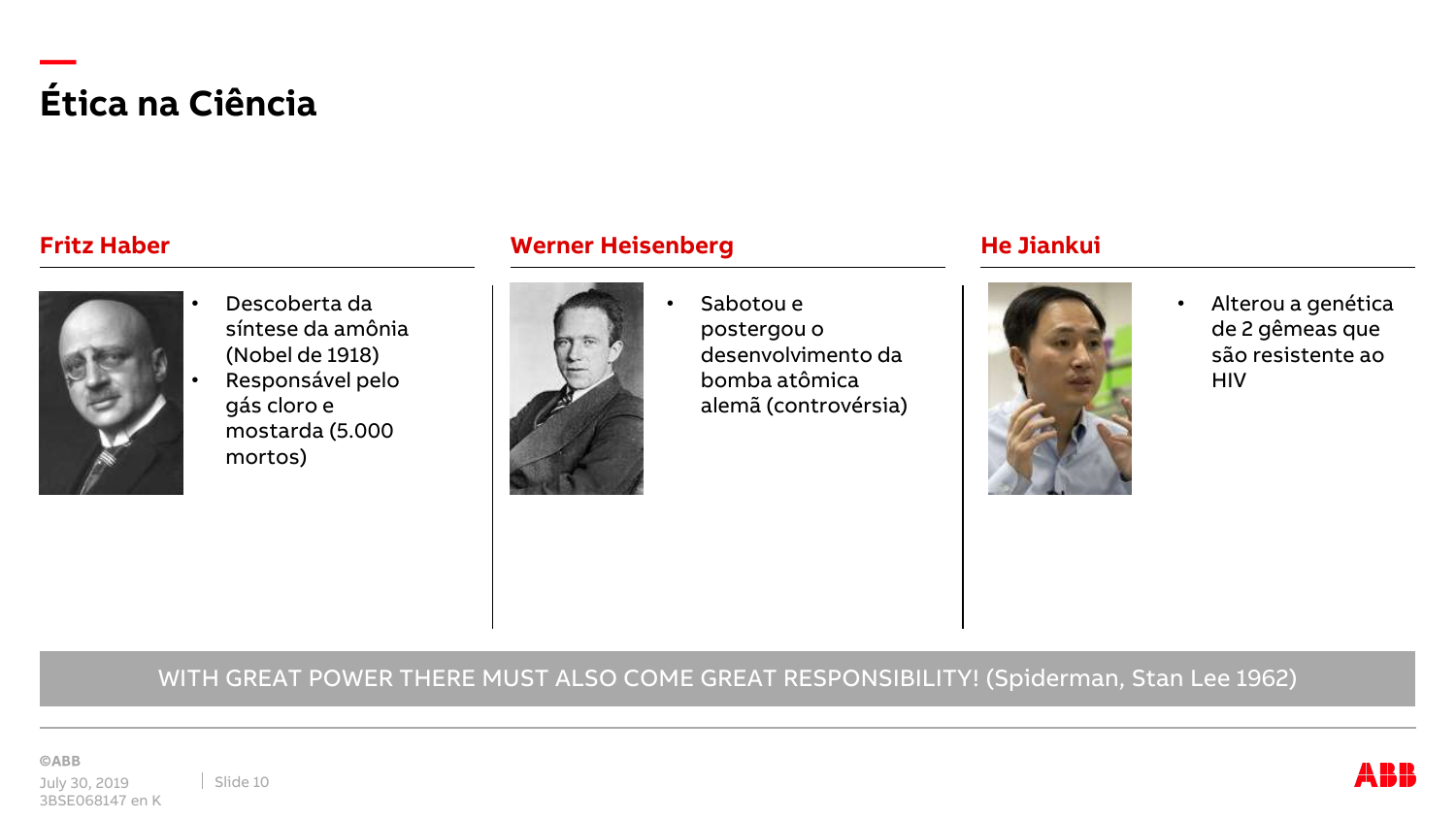# Ética na Ciência

## Fritz Haber

- Descoberta da síntese da amônia (Nobel de 1918)
- Responsável pelo gás cloro e mostarda (5.000 mortos)

## Werner Heisenberg

- Sabotou e postergou o desenvolvimento da bomba atômica alemã (controvérsia)

## He Jiankui

- Alterou a genética de 2 gêmeas que são resistente ao HIV

WITH GREAT POWER THERE MUST ALSO COME GREAT RESPONSIBILITY! (Spiderman, Stan Lee 1962)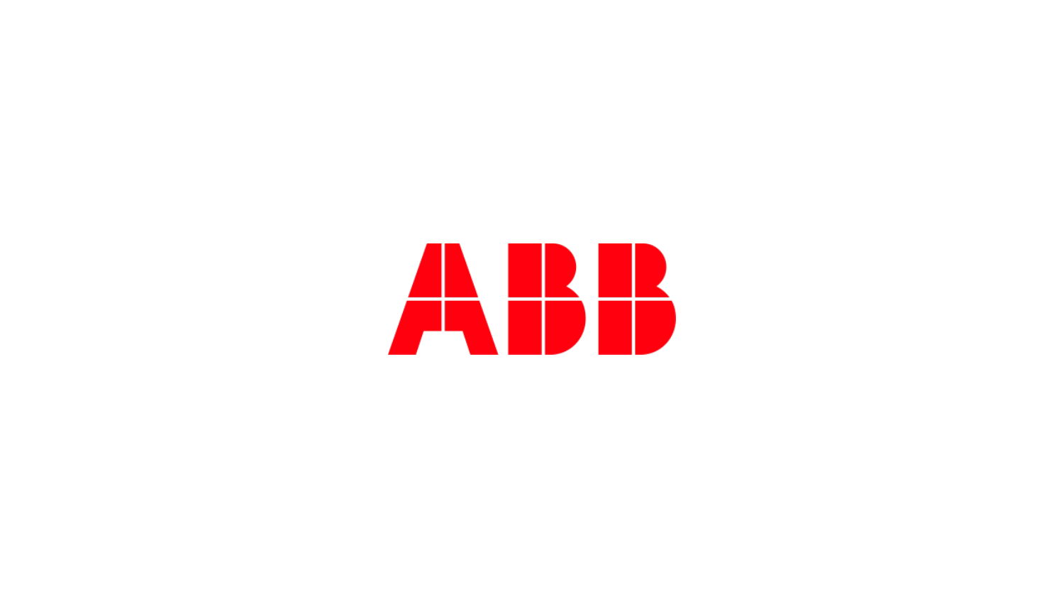ABB